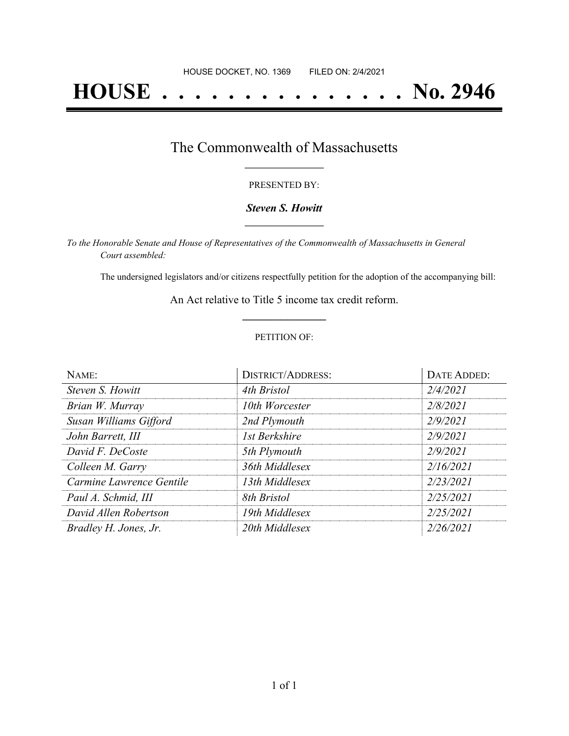HOUSE DOCKET, NO. 1369 FILED ON: 2/4/2021

# HOUSE . . . . . . . . . . . . . . . No. 2946

## The Commonwealth of Massachusetts

PRESENTED BY:

***Steven S. Howitt***

*To the Honorable Senate and House of Representatives of the Commonwealth of Massachusetts in General Court assembled:*

The undersigned legislators and/or citizens respectfully petition for the adoption of the accompanying bill:

An Act relative to Title 5 income tax credit reform.

PETITION OF:

| NAME: | DISTRICT/ADDRESS: | DATE ADDED: |
|---|---|---|
| *Steven S. Howitt* | *4th Bristol* | *2/4/2021* |
| *Brian W. Murray* | *10th Worcester* | *2/8/2021* |
| *Susan Williams Gifford* | *2nd Plymouth* | *2/9/2021* |
| *John Barrett, III* | *1st Berkshire* | *2/9/2021* |
| *David F. DeCoste* | *5th Plymouth* | *2/9/2021* |
| *Colleen M. Garry* | *36th Middlesex* | *2/16/2021* |
| *Carmine Lawrence Gentile* | *13th Middlesex* | *2/23/2021* |
| *Paul A. Schmid, III* | *8th Bristol* | *2/25/2021* |
| *David Allen Robertson* | *19th Middlesex* | *2/25/2021* |
| *Bradley H. Jones, Jr.* | *20th Middlesex* | *2/26/2021* |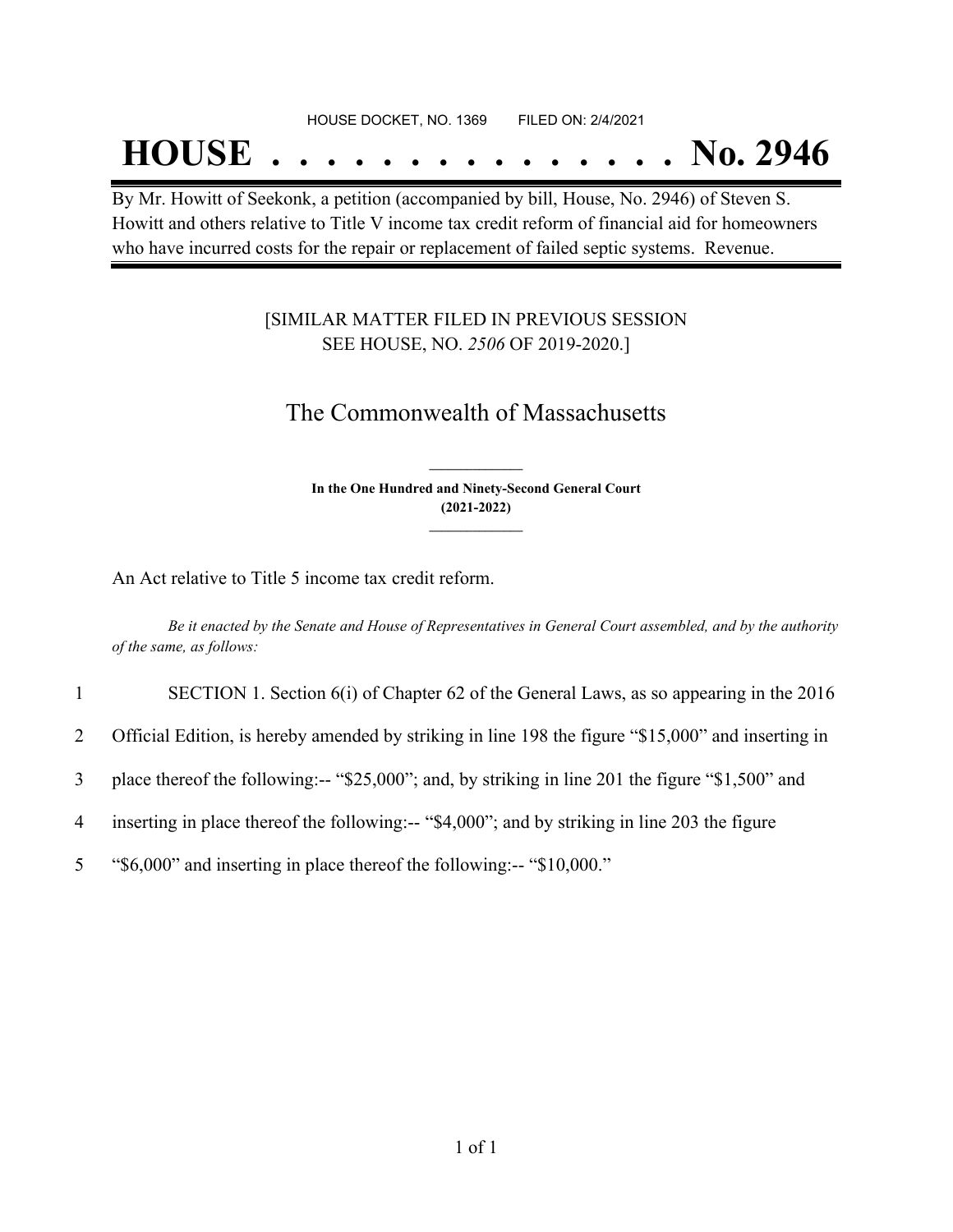HOUSE DOCKET, NO. 1369 FILED ON: 2/4/2021

# HOUSE . . . . . . . . . . . . . . . No. 2946

By Mr. Howitt of Seekonk, a petition (accompanied by bill, House, No. 2946) of Steven S. Howitt and others relative to Title V income tax credit reform of financial aid for homeowners who have incurred costs for the repair or replacement of failed septic systems. Revenue.

[SIMILAR MATTER FILED IN PREVIOUS SESSION SEE HOUSE, NO. *2506* OF 2019-2020.]

## The Commonwealth of Massachusetts

**In the One Hundred and Ninety-Second General Court (2021-2022)**

An Act relative to Title 5 income tax credit reform.

*Be it enacted by the Senate and House of Representatives in General Court assembled, and by the authority of the same, as follows:*

1 SECTION 1. Section 6(i) of Chapter 62 of the General Laws, as so appearing in the 2016
2 Official Edition, is hereby amended by striking in line 198 the figure "$15,000" and inserting in
3 place thereof the following:-- "$25,000"; and, by striking in line 201 the figure "$1,500" and
4 inserting in place thereof the following:-- "$4,000"; and by striking in line 203 the figure
5 "$6,000" and inserting in place thereof the following:-- "$10,000."